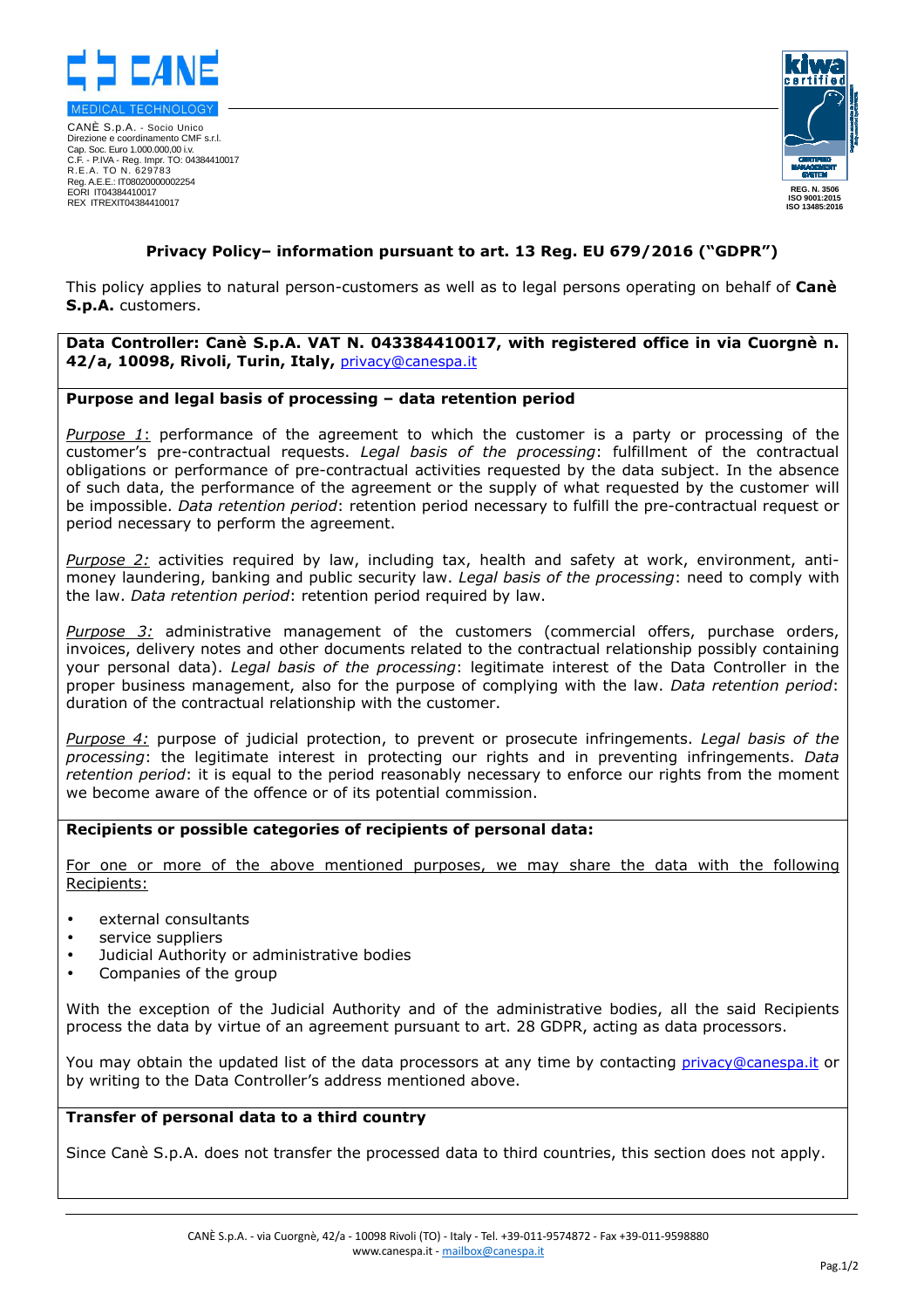CANÈ S.p.A. - Socio Unico
Direzione e coordinamento CMF s.r.l.
Cap. Soc. Euro 1.000.000,00 i.v.
C.F. - P.IVA - Reg. Impr. TO: 04384410017
R.E.A. TO N. 629783
Reg. A.E.E.: IT08020000002254
EORI IT04384410017
REX ITREXIT04384410017

REG. N. 3506
ISO 9001:2015
ISO 13485:2016

## Privacy Policy– information pursuant to art. 13 Reg. EU 679/2016 ("GDPR")

This policy applies to natural person-customers as well as to legal persons operating on behalf of **Canè S.p.A.** customers.

**Data Controller: Canè S.p.A. VAT N. 043384410017, with registered office in via Cuorgnè n. 42/a, 10098, Rivoli, Turin, Italy,** privacy@canespa.it

**Purpose and legal basis of processing – data retention period**

*Purpose 1*: performance of the agreement to which the customer is a party or processing of the customer's pre-contractual requests. *Legal basis of the processing*: fulfillment of the contractual obligations or performance of pre-contractual activities requested by the data subject. In the absence of such data, the performance of the agreement or the supply of what requested by the customer will be impossible. *Data retention period*: retention period necessary to fulfill the pre-contractual request or period necessary to perform the agreement.

*Purpose 2:* activities required by law, including tax, health and safety at work, environment, anti-money laundering, banking and public security law. *Legal basis of the processing*: need to comply with the law. *Data retention period*: retention period required by law.

*Purpose 3:* administrative management of the customers (commercial offers, purchase orders, invoices, delivery notes and other documents related to the contractual relationship possibly containing your personal data). *Legal basis of the processing*: legitimate interest of the Data Controller in the proper business management, also for the purpose of complying with the law. *Data retention period*: duration of the contractual relationship with the customer.

*Purpose 4:* purpose of judicial protection, to prevent or prosecute infringements. *Legal basis of the processing*: the legitimate interest in protecting our rights and in preventing infringements. *Data retention period*: it is equal to the period reasonably necessary to enforce our rights from the moment we become aware of the offence or of its potential commission.

**Recipients or possible categories of recipients of personal data:**

For one or more of the above mentioned purposes, we may share the data with the following Recipients:

- external consultants
- service suppliers
- Judicial Authority or administrative bodies
- Companies of the group

With the exception of the Judicial Authority and of the administrative bodies, all the said Recipients process the data by virtue of an agreement pursuant to art. 28 GDPR, acting as data processors.

You may obtain the updated list of the data processors at any time by contacting privacy@canespa.it or by writing to the Data Controller's address mentioned above.

**Transfer of personal data to a third country**

Since Canè S.p.A. does not transfer the processed data to third countries, this section does not apply.

CANÈ S.p.A. - via Cuorgnè, 42/a - 10098 Rivoli (TO) - Italy - Tel. +39-011-9574872 - Fax +39-011-9598880
www.canespa.it - mailbox@canespa.it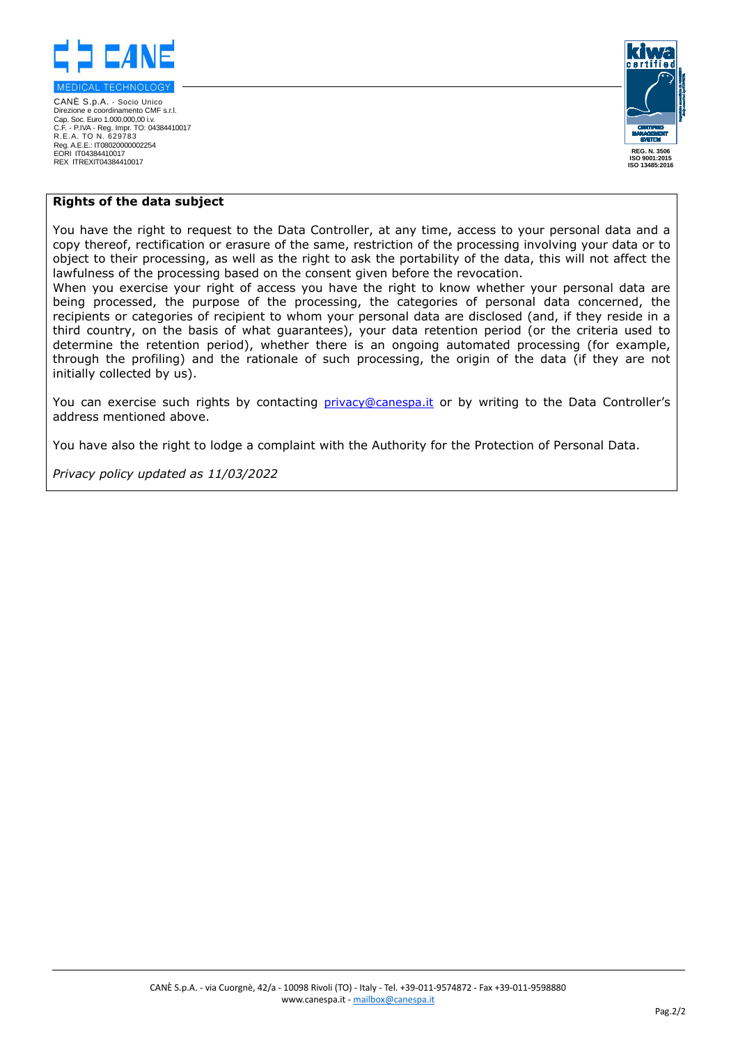**Rights of the data subject**

You have the right to request to the Data Controller, at any time, access to your personal data and a copy thereof, rectification or erasure of the same, restriction of the processing involving your data or to object to their processing, as well as the right to ask the portability of the data, this will not affect the lawfulness of the processing based on the consent given before the revocation.
When you exercise your right of access you have the right to know whether your personal data are being processed, the purpose of the processing, the categories of personal data concerned, the recipients or categories of recipient to whom your personal data are disclosed (and, if they reside in a third country, on the basis of what guarantees), your data retention period (or the criteria used to determine the retention period), whether there is an ongoing automated processing (for example, through the profiling) and the rationale of such processing, the origin of the data (if they are not initially collected by us).

You can exercise such rights by contacting privacy@canespa.it or by writing to the Data Controller's address mentioned above.

You have also the right to lodge a complaint with the Authority for the Protection of Personal Data.

*Privacy policy updated as 11/03/2022*